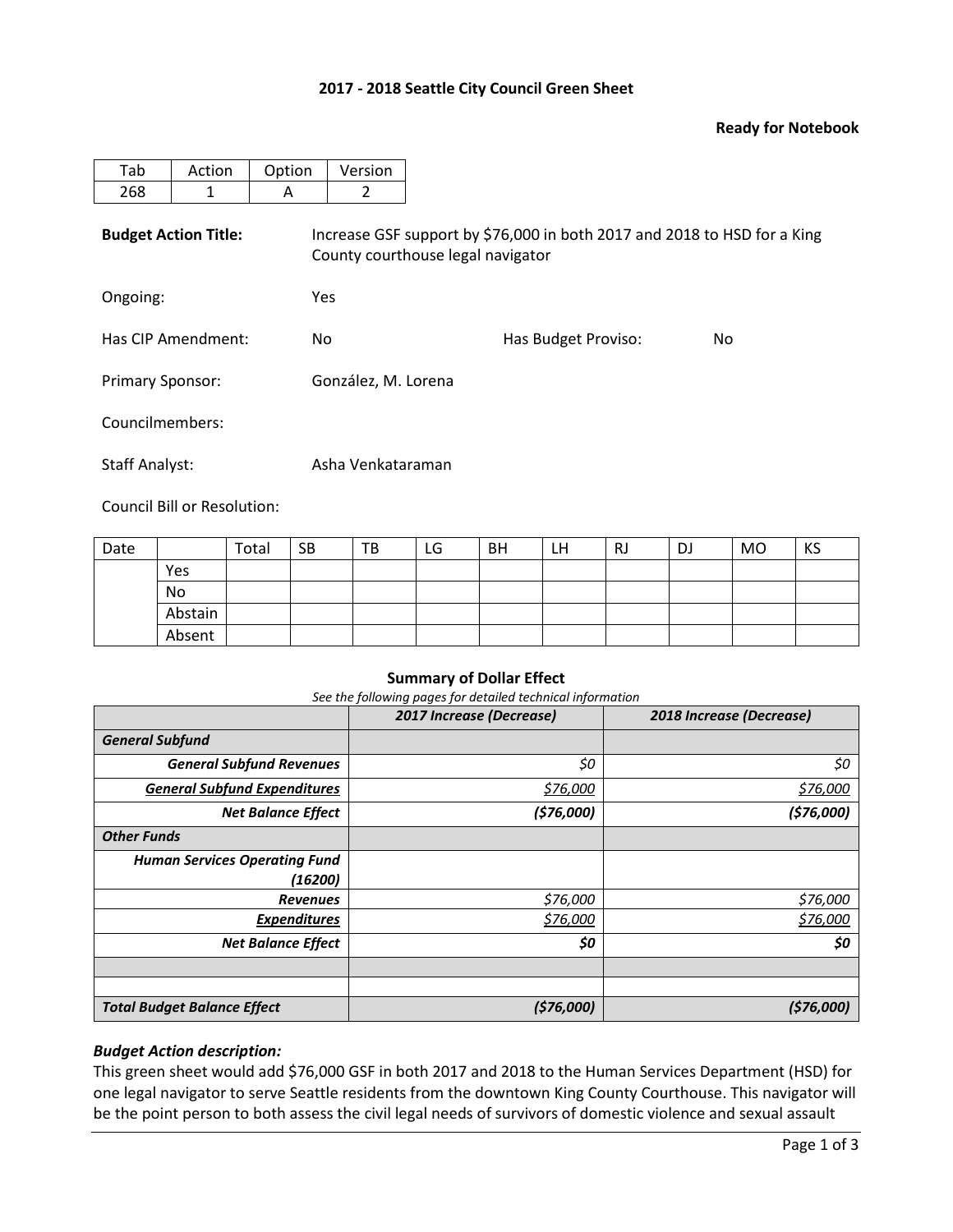**2017 - 2018 Seattle City Council Green Sheet**

**Ready for Notebook**

| Tab | Action | Option | Version |
|---|---|---|---|
| 268 | 1 | A | 2 |

**Budget Action Title:** Increase GSF support by $76,000 in both 2017 and 2018 to HSD for a King County courthouse legal navigator

Ongoing: Yes

Has CIP Amendment: No

Has Budget Proviso: No

Primary Sponsor: González, M. Lorena

Councilmembers:

Staff Analyst: Asha Venkataraman

Council Bill or Resolution:

| Date | | Total | SB | TB | LG | BH | LH | RJ | DJ | MO | KS |
|---|---|---|---|---|---|---|---|---|---|---|---|
| | Yes | | | | | | | | | | |
| | No | | | | | | | | | | |
| | Abstain | | | | | | | | | | |
| | Absent | | | | | | | | | | |

**Summary of Dollar Effect**

*See the following pages for detailed technical information*

| | ***2017 Increase (Decrease)*** | ***2018 Increase (Decrease)*** |
|---|---|---|
| ***General Subfund*** | | |
| ***General Subfund Revenues*** | *$0* | *$0* |
| ***General Subfund Expenditures*** | *$76,000* | *$76,000* |
| ***Net Balance Effect*** | ***($76,000)*** | ***($76,000)*** |
| ***Other Funds*** | | |
| ***Human Services Operating Fund (16200)*** | | |
| ***Revenues*** | *$76,000* | *$76,000* |
| ***Expenditures*** | *$76,000* | *$76,000* |
| ***Net Balance Effect*** | ***$0*** | ***$0*** |
| | | |
| | | |
| ***Total Budget Balance Effect*** | ***($76,000)*** | ***($76,000)*** |

***Budget Action description:***

This green sheet would add $76,000 GSF in both 2017 and 2018 to the Human Services Department (HSD) for one legal navigator to serve Seattle residents from the downtown King County Courthouse. This navigator will be the point person to both assess the civil legal needs of survivors of domestic violence and sexual assault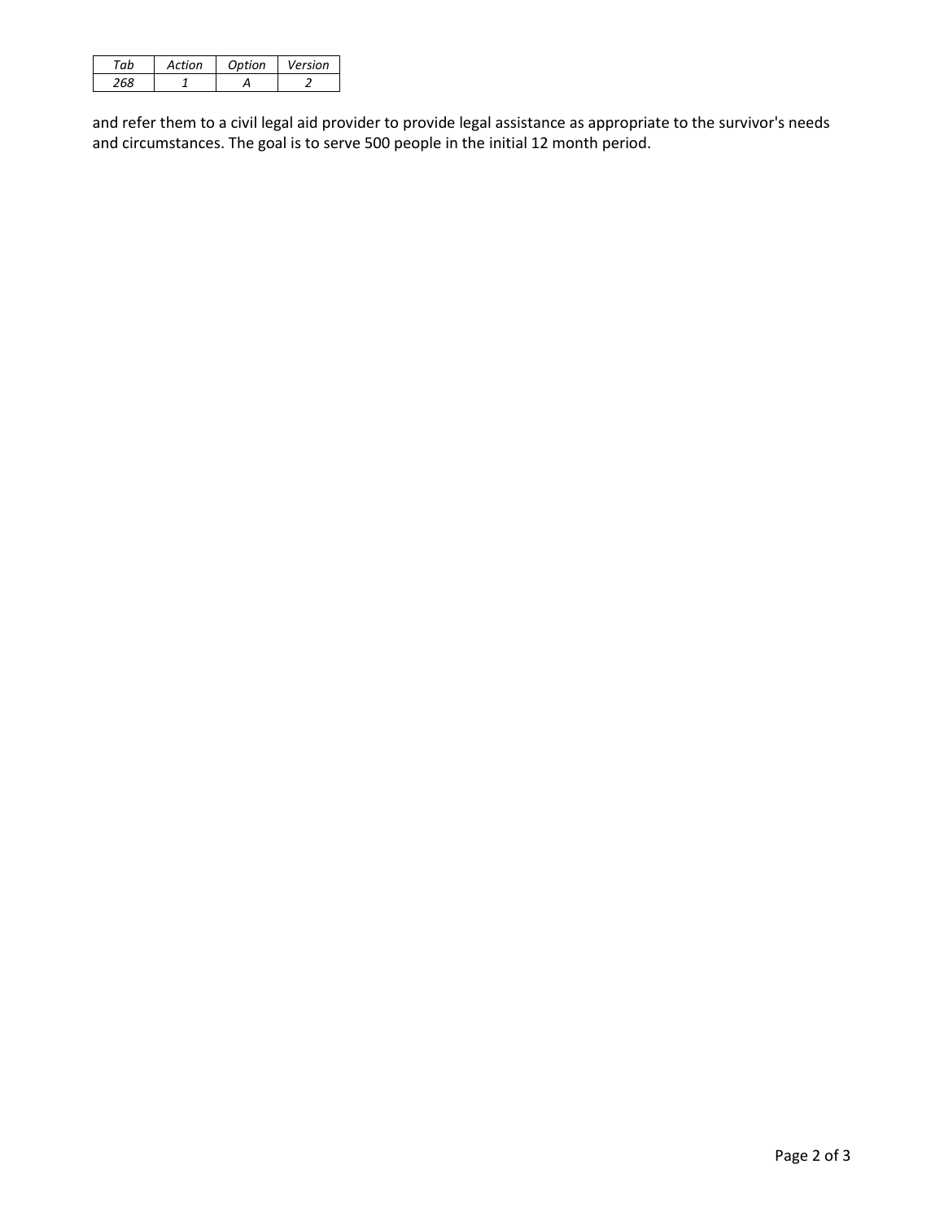| *Tab* | *Action* | *Option* | *Version* |
|---|---|---|---|
| *268* | *1* | *A* | *2* |

and refer them to a civil legal aid provider to provide legal assistance as appropriate to the survivor's needs and circumstances. The goal is to serve 500 people in the initial 12 month period.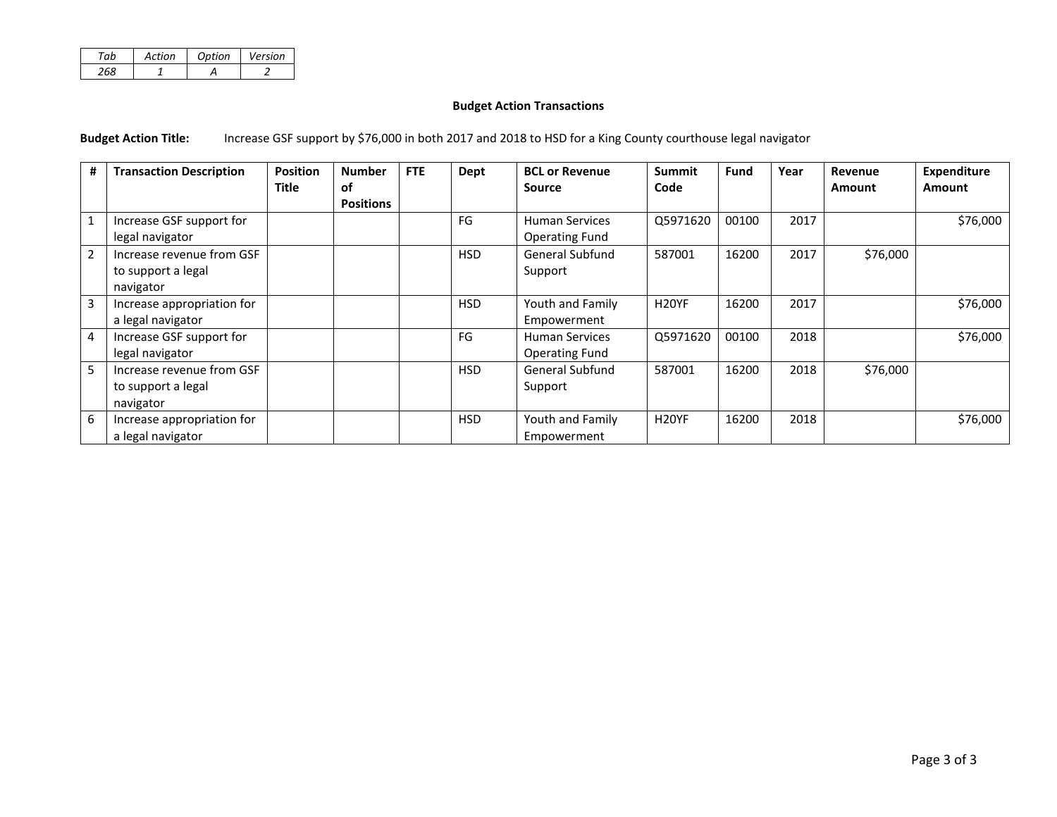| Tab | Action | Option | Version |
|---|---|---|---|
| 268 | 1 | A | 2 |

**Budget Action Transactions**

**Budget Action Title:** Increase GSF support by $76,000 in both 2017 and 2018 to HSD for a King County courthouse legal navigator

| # | Transaction Description | Position Title | Number of Positions | FTE | Dept | BCL or Revenue Source | Summit Code | Fund | Year | Revenue Amount | Expenditure Amount |
|---|---|---|---|---|---|---|---|---|---|---|---|
| 1 | Increase GSF support for legal navigator | | | | FG | Human Services Operating Fund | Q5971620 | 00100 | 2017 | | $76,000 |
| 2 | Increase revenue from GSF to support a legal navigator | | | | HSD | General Subfund Support | 587001 | 16200 | 2017 | $76,000 | |
| 3 | Increase appropriation for a legal navigator | | | | HSD | Youth and Family Empowerment | H20YF | 16200 | 2017 | | $76,000 |
| 4 | Increase GSF support for legal navigator | | | | FG | Human Services Operating Fund | Q5971620 | 00100 | 2018 | | $76,000 |
| 5 | Increase revenue from GSF to support a legal navigator | | | | HSD | General Subfund Support | 587001 | 16200 | 2018 | $76,000 | |
| 6 | Increase appropriation for a legal navigator | | | | HSD | Youth and Family Empowerment | H20YF | 16200 | 2018 | | $76,000 |